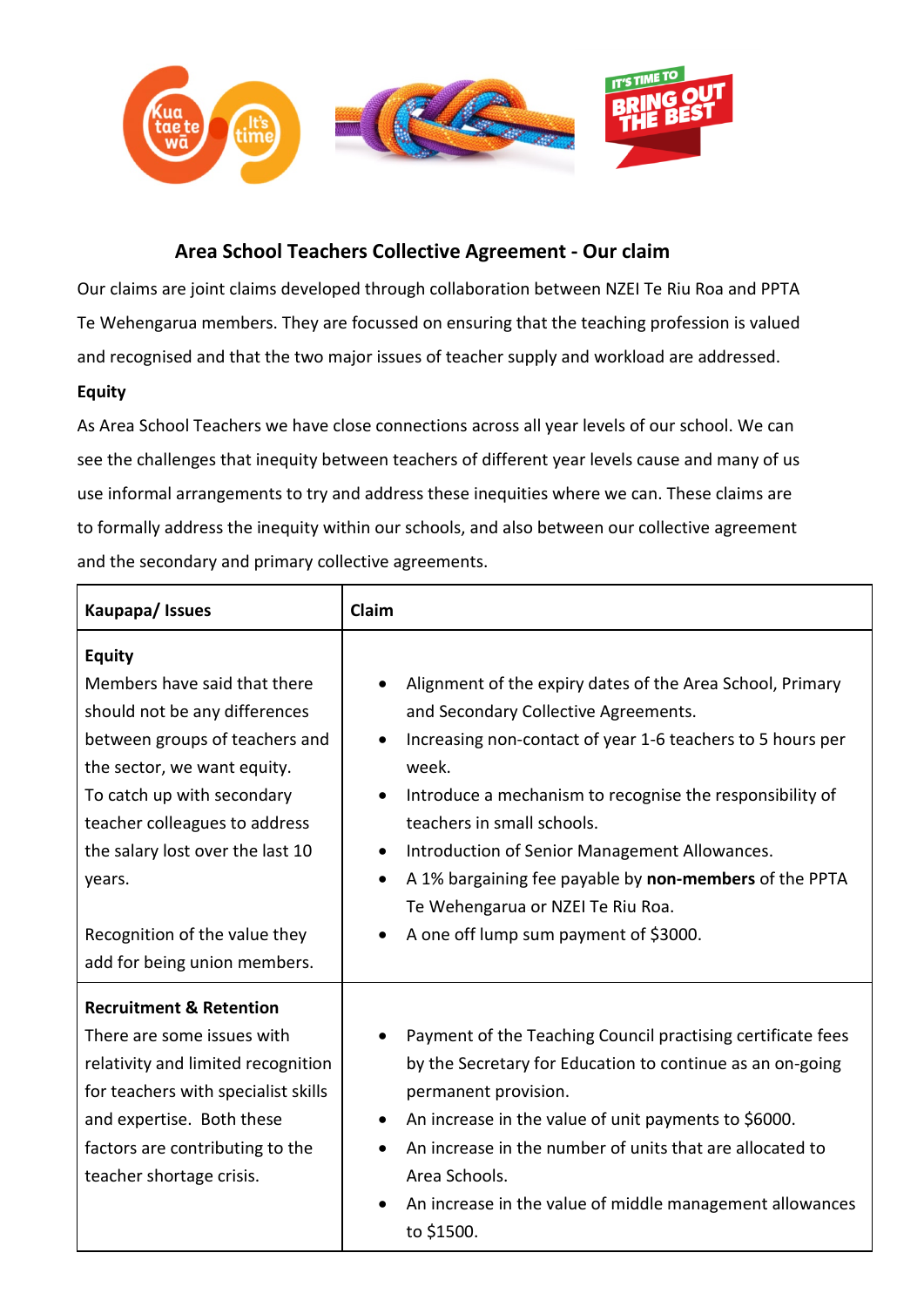## Area School Teachers Collective Agreement - Our claim

Our claims are joint claims developed through collaboration between NZEI Te Riu Roa and PPTA Te Wehengarua members. They are focussed on ensuring that the teaching profession is valued and recognised and that the two major issues of teacher supply and workload are addressed.

**Equity**

As Area School Teachers we have close connections across all year levels of our school. We can see the challenges that inequity between teachers of different year levels cause and many of us use informal arrangements to try and address these inequities where we can. These claims are to formally address the inequity within our schools, and also between our collective agreement and the secondary and primary collective agreements.

| Kaupapa/ Issues | Claim |
|---|---|
| **Equity**<br>Members have said that there should not be any differences between groups of teachers and the sector, we want equity.<br>To catch up with secondary teacher colleagues to address the salary lost over the last 10 years.<br><br>Recognition of the value they add for being union members. | • Alignment of the expiry dates of the Area School, Primary and Secondary Collective Agreements.<br>• Increasing non-contact of year 1-6 teachers to 5 hours per week.<br>• Introduce a mechanism to recognise the responsibility of teachers in small schools.<br>• Introduction of Senior Management Allowances.<br>• A 1% bargaining fee payable by **non-members** of the PPTA Te Wehengarua or NZEI Te Riu Roa.<br>• A one off lump sum payment of $3000. |
| **Recruitment & Retention**<br>There are some issues with relativity and limited recognition for teachers with specialist skills and expertise. Both these factors are contributing to the teacher shortage crisis. | • Payment of the Teaching Council practising certificate fees by the Secretary for Education to continue as an on-going permanent provision.<br>• An increase in the value of unit payments to $6000.<br>• An increase in the number of units that are allocated to Area Schools.<br>• An increase in the value of middle management allowances to $1500. |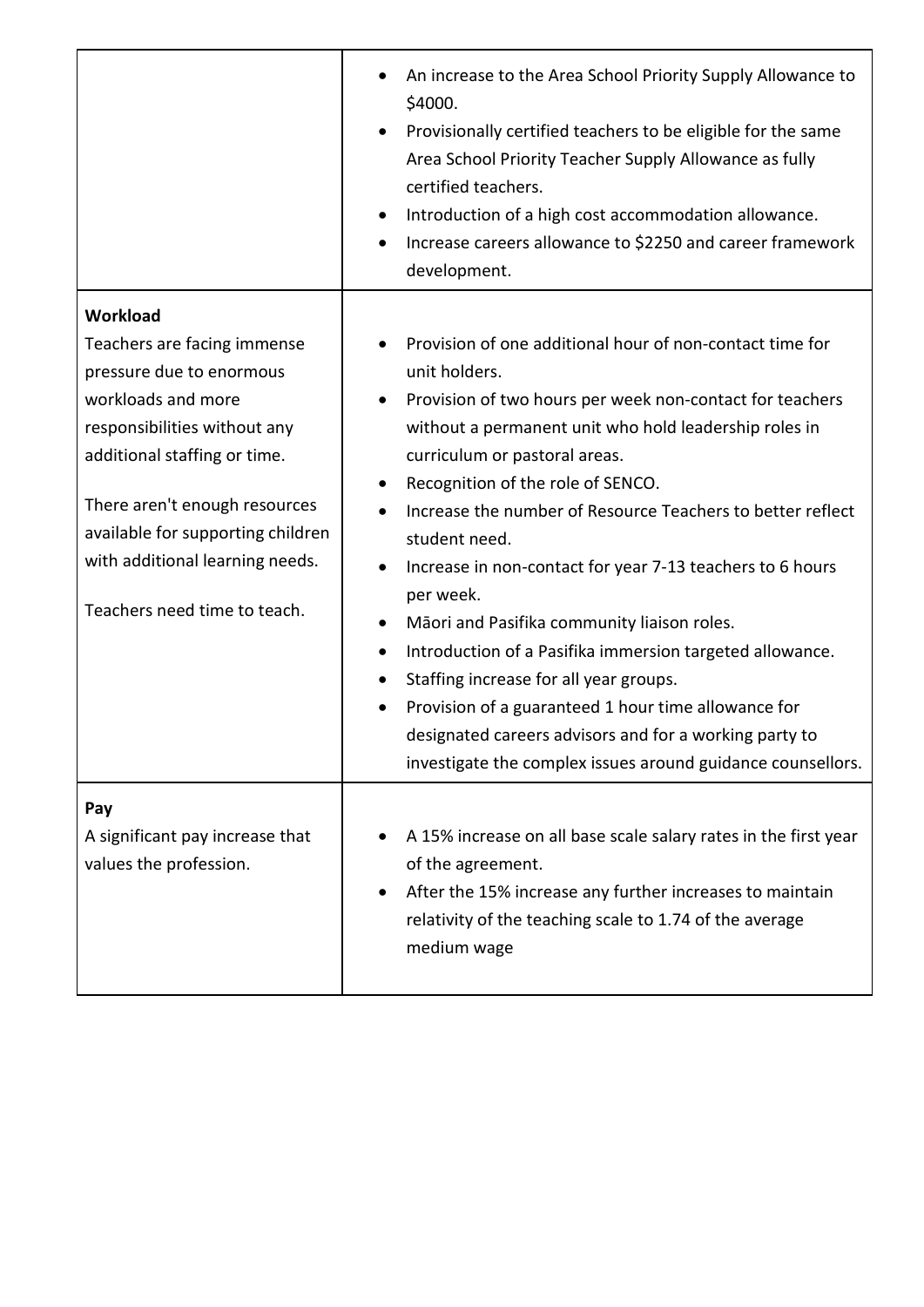| | |
|---|---|
| | • An increase to the Area School Priority Supply Allowance to $4000.<br>• Provisionally certified teachers to be eligible for the same Area School Priority Teacher Supply Allowance as fully certified teachers.<br>• Introduction of a high cost accommodation allowance.<br>• Increase careers allowance to $2250 and career framework development. |
| **Workload**<br>Teachers are facing immense pressure due to enormous workloads and more responsibilities without any additional staffing or time.<br><br>There aren't enough resources available for supporting children with additional learning needs.<br><br>Teachers need time to teach. | • Provision of one additional hour of non-contact time for unit holders.<br>• Provision of two hours per week non-contact for teachers without a permanent unit who hold leadership roles in curriculum or pastoral areas.<br>• Recognition of the role of SENCO.<br>• Increase the number of Resource Teachers to better reflect student need.<br>• Increase in non-contact for year 7-13 teachers to 6 hours per week.<br>• Māori and Pasifika community liaison roles.<br>• Introduction of a Pasifika immersion targeted allowance.<br>• Staffing increase for all year groups.<br>• Provision of a guaranteed 1 hour time allowance for designated careers advisors and for a working party to investigate the complex issues around guidance counsellors. |
| **Pay**<br>A significant pay increase that values the profession. | • A 15% increase on all base scale salary rates in the first year of the agreement.<br>• After the 15% increase any further increases to maintain relativity of the teaching scale to 1.74 of the average medium wage |